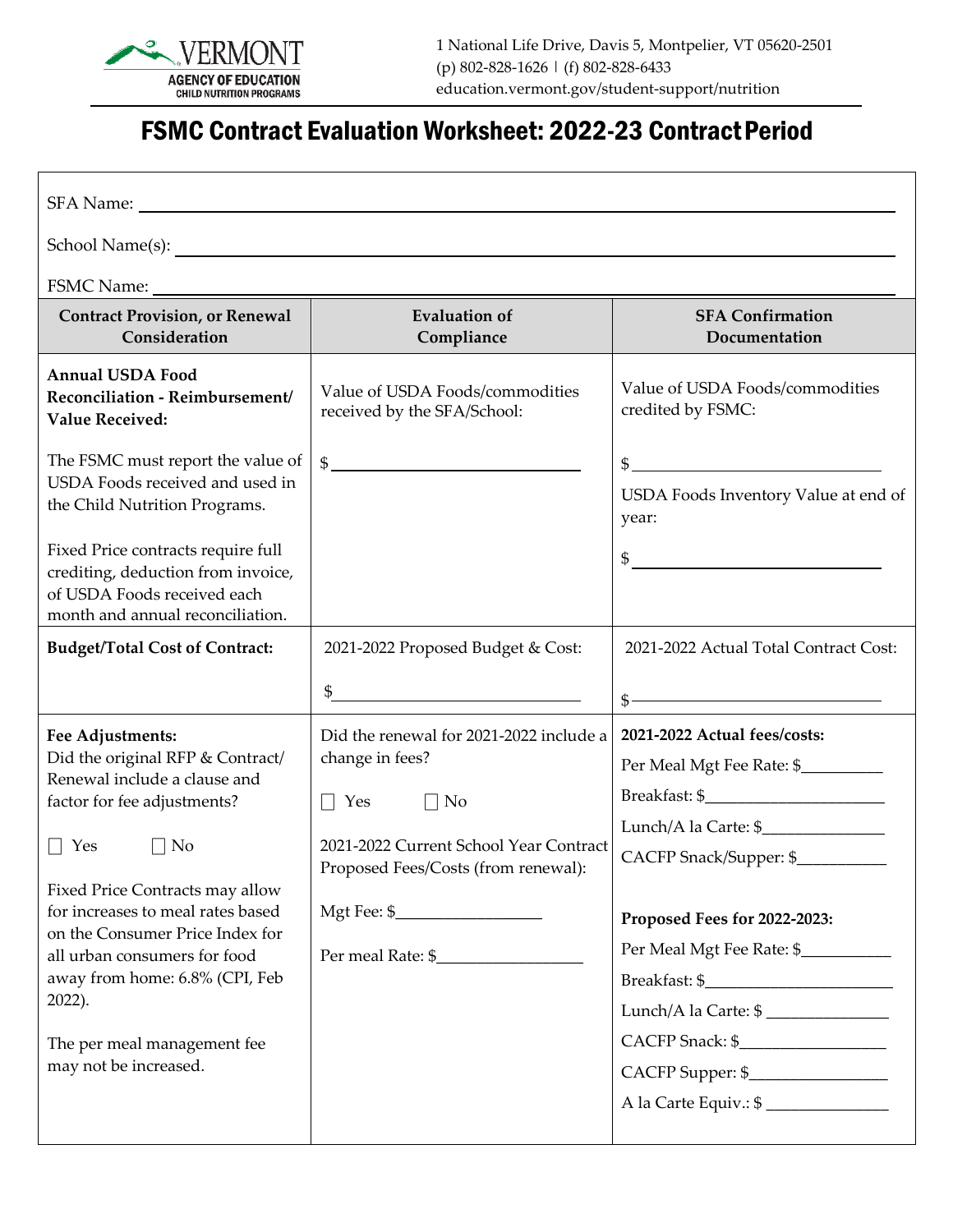VERMONT
AGENCY OF EDUCATION
CHILD NUTRITION PROGRAMS

1 National Life Drive, Davis 5, Montpelier, VT 05620-2501
(p) 802-828-1626 | (f) 802-828-6433
education.vermont.gov/student-support/nutrition

# FSMC Contract Evaluation Worksheet: 2022-23 Contract Period

SFA Name: ______________________________

School Name(s): ______________________________

FSMC Name: ______________________________

| Contract Provision, or Renewal Consideration | Evaluation of Compliance | SFA Confirmation Documentation |
|---|---|---|
| **Annual USDA Food Reconciliation - Reimbursement/ Value Received:**<br><br>The FSMC must report the value of USDA Foods received and used in the Child Nutrition Programs.<br><br>Fixed Price contracts require full crediting, deduction from invoice, of USDA Foods received each month and annual reconciliation. | Value of USDA Foods/commodities received by the SFA/School:<br><br>$ ______________ | Value of USDA Foods/commodities credited by FSMC:<br><br>$ ______________<br><br>USDA Foods Inventory Value at end of year:<br><br>$ ______________ |
| **Budget/Total Cost of Contract:** | 2021-2022 Proposed Budget & Cost:<br><br>$ ______________ | 2021-2022 Actual Total Contract Cost:<br><br>$ ______________ |
| **Fee Adjustments:**<br>Did the original RFP & Contract/ Renewal include a clause and factor for fee adjustments?<br><br>☐ Yes ☐ No<br><br>Fixed Price Contracts may allow for increases to meal rates based on the Consumer Price Index for all urban consumers for food away from home: 6.8% (CPI, Feb 2022).<br><br>The per meal management fee may not be increased. | Did the renewal for 2021-2022 include a change in fees?<br><br>☐ Yes ☐ No<br><br>2021-2022 Current School Year Contract Proposed Fees/Costs (from renewal):<br><br>Mgt Fee: $______________<br><br>Per meal Rate: $______________ | **2021-2022 Actual fees/costs:**<br>Per Meal Mgt Fee Rate: $__________<br>Breakfast: $______________<br>Lunch/A la Carte: $______________<br>CACFP Snack/Supper: $__________<br><br>**Proposed Fees for 2022-2023:**<br>Per Meal Mgt Fee Rate: $__________<br>Breakfast: $______________<br>Lunch/A la Carte: $ ______________<br>CACFP Snack: $______________<br>CACFP Supper: $______________<br>A la Carte Equiv.: $ ______________ |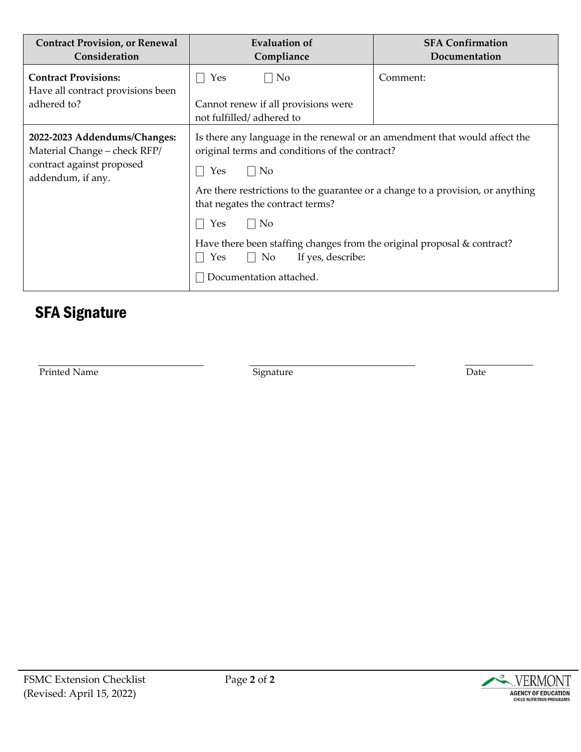| Contract Provision, or Renewal Consideration | Evaluation of Compliance | SFA Confirmation Documentation |
|---|---|---|
| **Contract Provisions:** Have all contract provisions been adhered to? | ☐ Yes ☐ No<br><br>Cannot renew if all provisions were not fulfilled/ adhered to | Comment: |
| **2022-2023 Addendums/Changes:** Material Change – check RFP/ contract against proposed addendum, if any. | Is there any language in the renewal or an amendment that would affect the original terms and conditions of the contract?<br><br>☐ Yes ☐ No<br><br>Are there restrictions to the guarantee or a change to a provision, or anything that negates the contract terms?<br><br>☐ Yes ☐ No<br><br>Have there been staffing changes from the original proposal & contract?<br>☐ Yes ☐ No If yes, describe:<br><br>☐ Documentation attached. | |

## SFA Signature

| | | |
|---|---|---|
| ______________________ | ______________________ | __________ |
| Printed Name | Signature | Date |

FSMC Extension Checklist
(Revised: April 15, 2022)